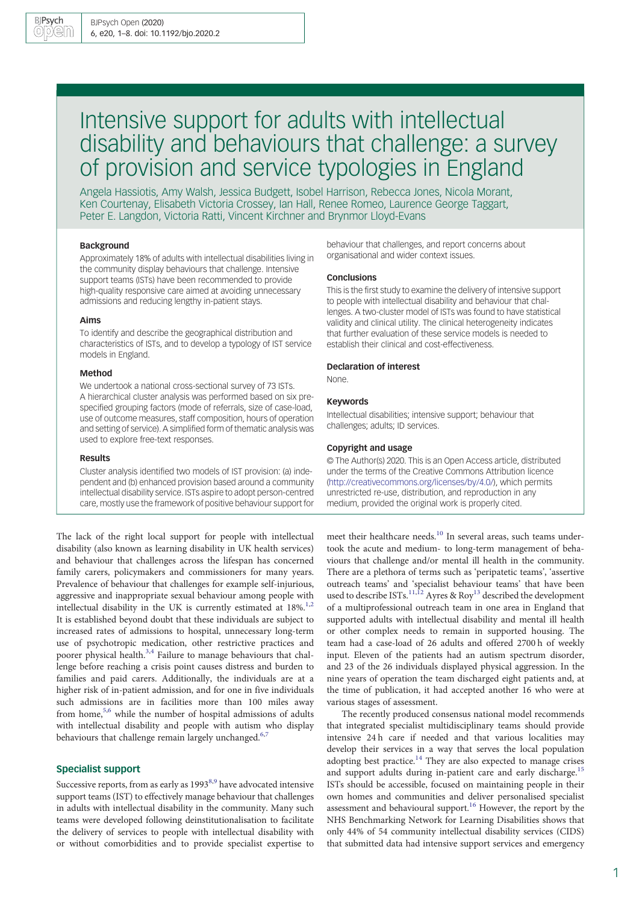# Intensive support for adults with intellectual disability and behaviours that challenge: a survey of provision and service typologies in England

Angela Hassiotis, Amy Walsh, Jessica Budgett, Isobel Harrison, Rebecca Jones, Nicola Morant, Ken Courtenay, Elisabeth Victoria Crossey, Ian Hall, Renee Romeo, Laurence George Taggart, Peter E. Langdon, Victoria Ratti, Vincent Kirchner and Brynmor Lloyd-Evans

### Background

Approximately 18% of adults with intellectual disabilities living in the community display behaviours that challenge. Intensive support teams (ISTs) have been recommended to provide high-quality responsive care aimed at avoiding unnecessary admissions and reducing lengthy in-patient stays.

### Aims

To identify and describe the geographical distribution and characteristics of ISTs, and to develop a typology of IST service models in England.

### Method

We undertook a national cross-sectional survey of 73 ISTs. A hierarchical cluster analysis was performed based on six pre-specified grouping factors (mode of referrals, size of case-load, use of outcome measures, staff composition, hours of operation and setting of service). A simplified form of thematic analysis was used to explore free-text responses.

### Results

Cluster analysis identified two models of IST provision: (a) independent and (b) enhanced provision based around a community intellectual disability service. ISTs aspire to adopt person-centred care, mostly use the framework of positive behaviour support for behaviour that challenges, and report concerns about organisational and wider context issues.

### Conclusions

This is the first study to examine the delivery of intensive support to people with intellectual disability and behaviour that challenges. A two-cluster model of ISTs was found to have statistical validity and clinical utility. The clinical heterogeneity indicates that further evaluation of these service models is needed to establish their clinical and cost-effectiveness.

### Declaration of interest

None.

### Keywords

Intellectual disabilities; intensive support; behaviour that challenges; adults; ID services.

### Copyright and usage

© The Author(s) 2020. This is an Open Access article, distributed under the terms of the Creative Commons Attribution licence (http://creativecommons.org/licenses/by/4.0/), which permits unrestricted re-use, distribution, and reproduction in any medium, provided the original work is properly cited.

The lack of the right local support for people with intellectual disability (also known as learning disability in UK health services) and behaviour that challenges across the lifespan has concerned family carers, policymakers and commissioners for many years. Prevalence of behaviour that challenges for example self-injurious, aggressive and inappropriate sexual behaviour among people with intellectual disability in the UK is currently estimated at 18%.[1,2] It is established beyond doubt that these individuals are subject to increased rates of admissions to hospital, unnecessary long-term use of psychotropic medication, other restrictive practices and poorer physical health.[3,4] Failure to manage behaviours that challenge before reaching a crisis point causes distress and burden to families and paid carers. Additionally, the individuals are at a higher risk of in-patient admission, and for one in five individuals such admissions are in facilities more than 100 miles away from home,[5,6] while the number of hospital admissions of adults with intellectual disability and people with autism who display behaviours that challenge remain largely unchanged.[6,7]

## Specialist support

Successive reports, from as early as 1993[8,9] have advocated intensive support teams (IST) to effectively manage behaviour that challenges in adults with intellectual disability in the community. Many such teams were developed following deinstitutionalisation to facilitate the delivery of services to people with intellectual disability with or without comorbidities and to provide specialist expertise to meet their healthcare needs.[10] In several areas, such teams undertook the acute and medium- to long-term management of behaviours that challenge and/or mental ill health in the community. There are a plethora of terms such as 'peripatetic teams', 'assertive outreach teams' and 'specialist behaviour teams' that have been used to describe ISTs.[11,12] Ayres & Roy[13] described the development of a multiprofessional outreach team in one area in England that supported adults with intellectual disability and mental ill health or other complex needs to remain in supported housing. The team had a case-load of 26 adults and offered 2700 h of weekly input. Eleven of the patients had an autism spectrum disorder, and 23 of the 26 individuals displayed physical aggression. In the nine years of operation the team discharged eight patients and, at the time of publication, it had accepted another 16 who were at various stages of assessment.

The recently produced consensus national model recommends that integrated specialist multidisciplinary teams should provide intensive 24 h care if needed and that various localities may develop their services in a way that serves the local population adopting best practice.[14] They are also expected to manage crises and support adults during in-patient care and early discharge.[15] ISTs should be accessible, focused on maintaining people in their own homes and communities and deliver personalised specialist assessment and behavioural support.[16] However, the report by the NHS Benchmarking Network for Learning Disabilities shows that only 44% of 54 community intellectual disability services (CIDS) that submitted data had intensive support services and emergency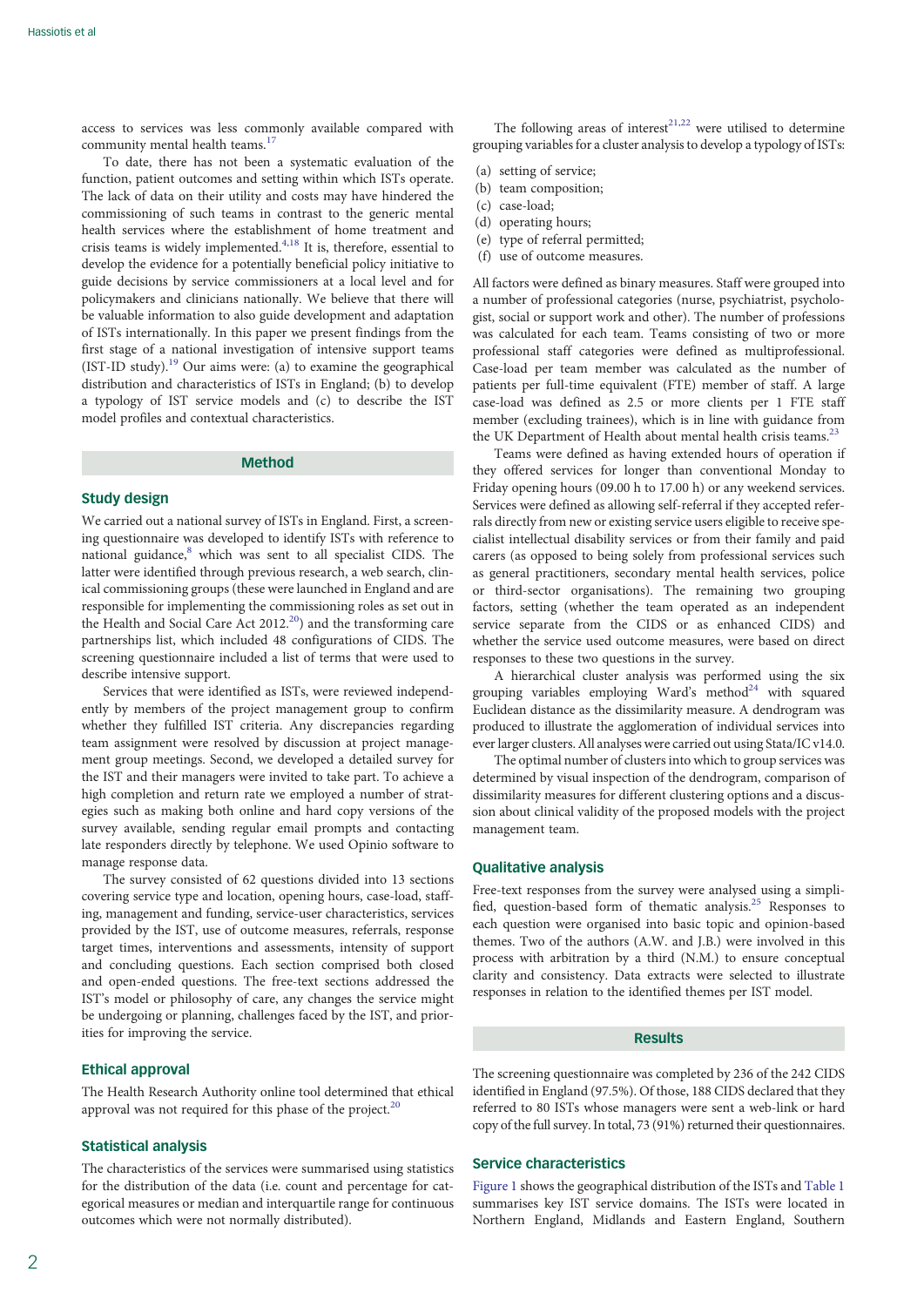access to services was less commonly available compared with community mental health teams.[17]

To date, there has not been a systematic evaluation of the function, patient outcomes and setting within which ISTs operate. The lack of data on their utility and costs may have hindered the commissioning of such teams in contrast to the generic mental health services where the establishment of home treatment and crisis teams is widely implemented.[4,18] It is, therefore, essential to develop the evidence for a potentially beneficial policy initiative to guide decisions by service commissioners at a local level and for policymakers and clinicians nationally. We believe that there will be valuable information to also guide development and adaptation of ISTs internationally. In this paper we present findings from the first stage of a national investigation of intensive support teams (IST-ID study).[19] Our aims were: (a) to examine the geographical distribution and characteristics of ISTs in England; (b) to develop a typology of IST service models and (c) to describe the IST model profiles and contextual characteristics.

## Method

### Study design

We carried out a national survey of ISTs in England. First, a screening questionnaire was developed to identify ISTs with reference to national guidance,[8] which was sent to all specialist CIDS. The latter were identified through previous research, a web search, clinical commissioning groups (these were launched in England and are responsible for implementing the commissioning roles as set out in the Health and Social Care Act 2012.[20]) and the transforming care partnerships list, which included 48 configurations of CIDS. The screening questionnaire included a list of terms that were used to describe intensive support.

Services that were identified as ISTs, were reviewed independently by members of the project management group to confirm whether they fulfilled IST criteria. Any discrepancies regarding team assignment were resolved by discussion at project management group meetings. Second, we developed a detailed survey for the IST and their managers were invited to take part. To achieve a high completion and return rate we employed a number of strategies such as making both online and hard copy versions of the survey available, sending regular email prompts and contacting late responders directly by telephone. We used Opinio software to manage response data.

The survey consisted of 62 questions divided into 13 sections covering service type and location, opening hours, case-load, staffing, management and funding, service-user characteristics, services provided by the IST, use of outcome measures, referrals, response target times, interventions and assessments, intensity of support and concluding questions. Each section comprised both closed and open-ended questions. The free-text sections addressed the IST's model or philosophy of care, any changes the service might be undergoing or planning, challenges faced by the IST, and priorities for improving the service.

### Ethical approval

The Health Research Authority online tool determined that ethical approval was not required for this phase of the project.[20]

### Statistical analysis

The characteristics of the services were summarised using statistics for the distribution of the data (i.e. count and percentage for categorical measures or median and interquartile range for continuous outcomes which were not normally distributed).

The following areas of interest[21,22] were utilised to determine grouping variables for a cluster analysis to develop a typology of ISTs:

(a) setting of service;
(b) team composition;
(c) case-load;
(d) operating hours;
(e) type of referral permitted;
(f) use of outcome measures.

All factors were defined as binary measures. Staff were grouped into a number of professional categories (nurse, psychiatrist, psychologist, social or support work and other). The number of professions was calculated for each team. Teams consisting of two or more professional staff categories were defined as multiprofessional. Case-load per team member was calculated as the number of patients per full-time equivalent (FTE) member of staff. A large case-load was defined as 2.5 or more clients per 1 FTE staff member (excluding trainees), which is in line with guidance from the UK Department of Health about mental health crisis teams.[23]

Teams were defined as having extended hours of operation if they offered services for longer than conventional Monday to Friday opening hours (09.00 h to 17.00 h) or any weekend services. Services were defined as allowing self-referral if they accepted referrals directly from new or existing service users eligible to receive specialist intellectual disability services or from their family and paid carers (as opposed to being solely from professional services such as general practitioners, secondary mental health services, police or third-sector organisations). The remaining two grouping factors, setting (whether the team operated as an independent service separate from the CIDS or as enhanced CIDS) and whether the service used outcome measures, were based on direct responses to these two questions in the survey.

A hierarchical cluster analysis was performed using the six grouping variables employing Ward's method[24] with squared Euclidean distance as the dissimilarity measure. A dendrogram was produced to illustrate the agglomeration of individual services into ever larger clusters. All analyses were carried out using Stata/IC v14.0.

The optimal number of clusters into which to group services was determined by visual inspection of the dendrogram, comparison of dissimilarity measures for different clustering options and a discussion about clinical validity of the proposed models with the project management team.

### Qualitative analysis

Free-text responses from the survey were analysed using a simplified, question-based form of thematic analysis.[25] Responses to each question were organised into basic topic and opinion-based themes. Two of the authors (A.W. and J.B.) were involved in this process with arbitration by a third (N.M.) to ensure conceptual clarity and consistency. Data extracts were selected to illustrate responses in relation to the identified themes per IST model.

## Results

The screening questionnaire was completed by 236 of the 242 CIDS identified in England (97.5%). Of those, 188 CIDS declared that they referred to 80 ISTs whose managers were sent a web-link or hard copy of the full survey. In total, 73 (91%) returned their questionnaires.

### Service characteristics

Figure 1 shows the geographical distribution of the ISTs and Table 1 summarises key IST service domains. The ISTs were located in Northern England, Midlands and Eastern England, Southern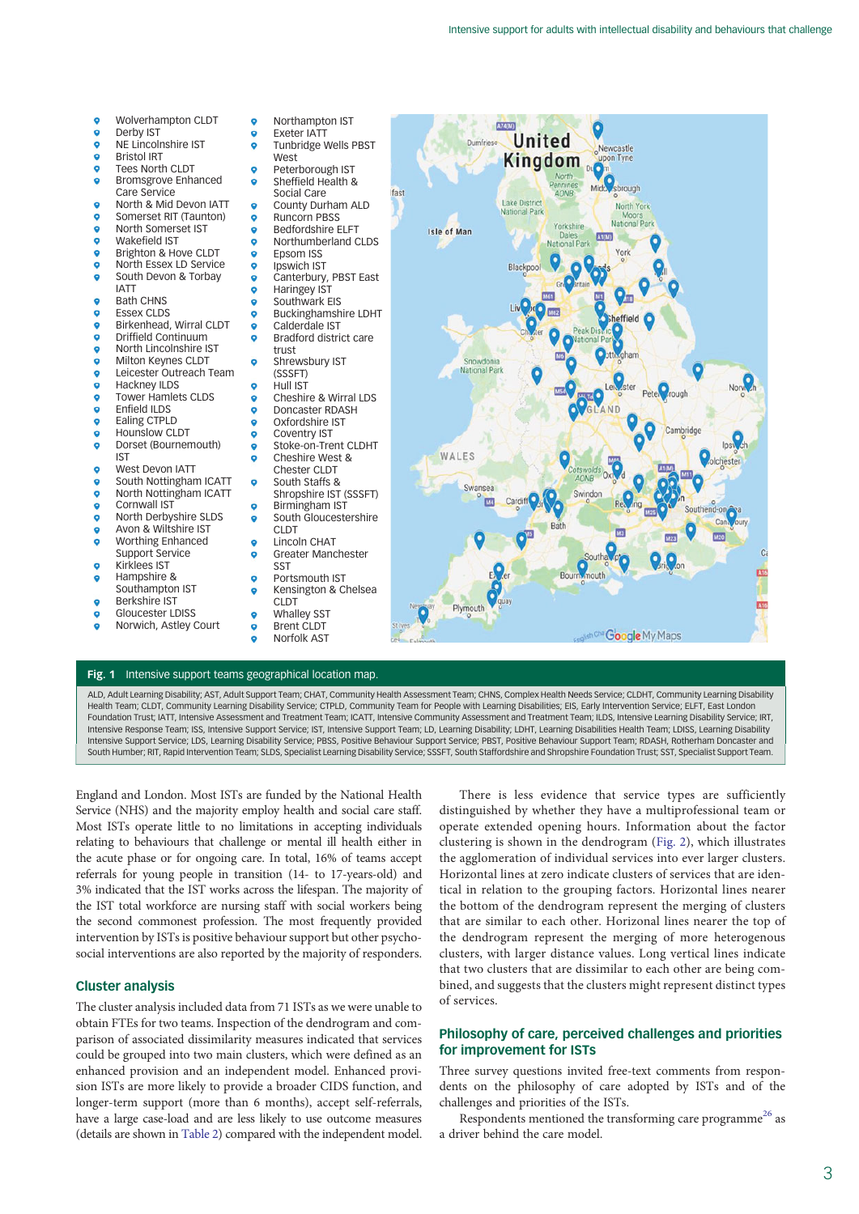- Wolverhampton CLDT
- Derby IST
- NE Lincolnshire IST
- Bristol IRT
- Tees North CLDT
- Bromsgrove Enhanced Care Service
- North & Mid Devon IATT
- Somerset RIT (Taunton)
- North Somerset IST
- Wakefield IST
- Brighton & Hove CLDT
- North Essex LD Service
- South Devon & Torbay IATT
- Bath CHNS
- Essex CLDS
- Birkenhead, Wirral CLDT
- Driffield Continuum
- North Lincolnshire IST
- Milton Keynes CLDT
- Leicester Outreach Team
- Hackney ILDS
- Tower Hamlets CLDS
- Enfield ILDS
- Ealing CTPLD
- Hounslow CLDT
- Dorset (Bournemouth) IST
- West Devon IATT
- South Nottingham ICATT
- North Nottingham ICATT
- Cornwall IST
- North Derbyshire SLDS
- Avon & Wiltshire IST
- Worthing Enhanced Support Service
- Kirklees IST
- Hampshire & Southampton IST
- Berkshire IST
- Gloucester LDISS
- Norwich, Astley Court
- Northampton IST
- Exeter IATT
- Tunbridge Wells PBST West
- Peterborough IST
- Sheffield Health & Social Care
- County Durham ALD
- Runcorn PBSS
- Bedfordshire ELFT
- Northumberland CLDS
- Epsom ISS
- Ipswich IST
- Canterbury, PBST East
- Haringey IST
- Southwark EIS
- Buckinghamshire LDHT
- Calderdale IST
- Bradford district care trust
- Shrewsbury IST (SSSFT)
- Hull IST
- Cheshire & Wirral LDS
- Doncaster RDASH
- Oxfordshire IST
- Coventry IST
- Stoke-on-Trent CLDHT
- Cheshire West & Chester CLDT
- South Staffs & Shropshire IST (SSSFT)
- Birmingham IST
- South Gloucestershire CLDT
- Lincoln CHAT
- Greater Manchester SST
- Portsmouth IST
- Kensington & Chelsea CLDT
- Whalley SST
- Brent CLDT
- Norfolk AST

**Fig. 1** Intensive support teams geographical location map.

ALD, Adult Learning Disability; AST, Adult Support Team; CHAT, Community Health Assessment Team; CHNS, Complex Health Needs Service; CLDHT, Community Learning Disability Health Team; CLDT, Community Learning Disability Service; CTPLD, Community Team for People with Learning Disabilities; EIS, Early Intervention Service; ELFT, East London Foundation Trust; IATT, Intensive Assessment and Treatment Team; ICATT, Intensive Community Assessment and Treatment Team; ILDS, Intensive Learning Disability Service; IRT, Intensive Response Team; ISS, Intensive Support Service; IST, Intensive Support Team; LD, Learning Disability; LDHT, Learning Disabilities Health Team; LDISS, Learning Disability Intensive Support Service; LDS, Learning Disability Service; PBSS, Positive Behaviour Support Service; PBST, Positive Behaviour Support Team; RDASH, Rotherham Doncaster and South Humber; RIT, Rapid Intervention Team; SLDS, Specialist Learning Disability Service; SSSFT, South Staffordshire and Shropshire Foundation Trust; SST, Specialist Support Team.

England and London. Most ISTs are funded by the National Health Service (NHS) and the majority employ health and social care staff. Most ISTs operate little to no limitations in accepting individuals relating to behaviours that challenge or mental ill health either in the acute phase or for ongoing care. In total, 16% of teams accept referrals for young people in transition (14- to 17-years-old) and 3% indicated that the IST works across the lifespan. The majority of the IST total workforce are nursing staff with social workers being the second commonest profession. The most frequently provided intervention by ISTs is positive behaviour support but other psychosocial interventions are also reported by the majority of responders.

## Cluster analysis

The cluster analysis included data from 71 ISTs as we were unable to obtain FTEs for two teams. Inspection of the dendrogram and comparison of associated dissimilarity measures indicated that services could be grouped into two main clusters, which were defined as an enhanced provision and an independent model. Enhanced provision ISTs are more likely to provide a broader CIDS function, and longer-term support (more than 6 months), accept self-referrals, have a large case-load and are less likely to use outcome measures (details are shown in Table 2) compared with the independent model.

There is less evidence that service types are sufficiently distinguished by whether they have a multiprofessional team or operate extended opening hours. Information about the factor clustering is shown in the dendrogram (Fig. 2), which illustrates the agglomeration of individual services into ever larger clusters. Horizontal lines at zero indicate clusters of services that are identical in relation to the grouping factors. Horizontal lines nearer the bottom of the dendrogram represent the merging of clusters that are similar to each other. Horizontal lines nearer the top of the dendrogram represent the merging of more heterogenous clusters, with larger distance values. Long vertical lines indicate that two clusters that are dissimilar to each other are being combined, and suggests that the clusters might represent distinct types of services.

## Philosophy of care, perceived challenges and priorities for improvement for ISTs

Three survey questions invited free-text comments from respondents on the philosophy of care adopted by ISTs and of the challenges and priorities of the ISTs.

Respondents mentioned the transforming care programme[26] as a driver behind the care model.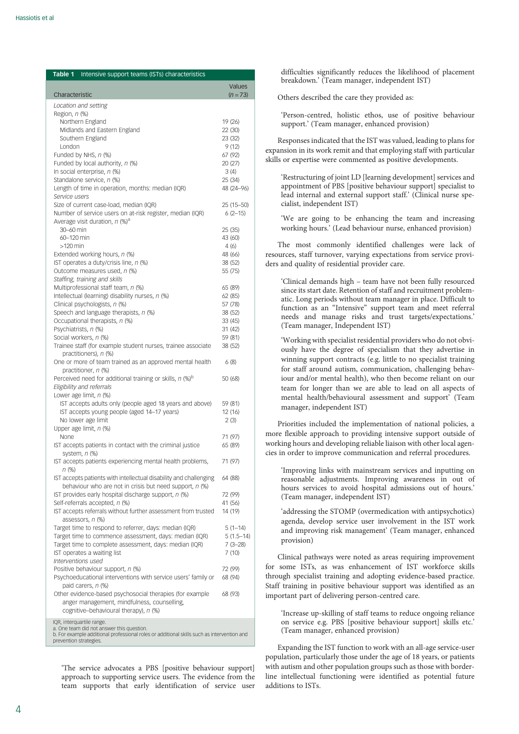**Table 1** Intensive support teams (ISTs) characteristics

| Characteristic | Values (*n* = 73) |
|---|---|
| *Location and setting* | |
| Region, *n* (%) | |
| Northern England | 19 (26) |
| Midlands and Eastern England | 22 (30) |
| Southern England | 23 (32) |
| London | 9 (12) |
| Funded by NHS, *n* (%) | 67 (92) |
| Funded by local authority, *n* (%) | 20 (27) |
| In social enterprise, *n* (%) | 3 (4) |
| Standalone service, *n* (%) | 25 (34) |
| Length of time in operation, months: median (IQR) | 48 (24–96) |
| *Service users* | |
| Size of current case-load, median (IQR) | 25 (15–50) |
| Number of service users on at-risk register, median (IQR) | 6 (2–15) |
| Average visit duration, *n* (%)[a] | |
| 30–60 min | 25 (35) |
| 60–120 min | 43 (60) |
| >120 min | 4 (6) |
| Extended working hours, *n* (%) | 48 (66) |
| IST operates a duty/crisis line, *n* (%) | 38 (52) |
| Outcome measures used, *n* (%) | 55 (75) |
| *Staffing, training and skills* | |
| Multiprofessional staff team, *n* (%) | 65 (89) |
| Intellectual (learning) disability nurses, *n* (%) | 62 (85) |
| Clinical psychologists, *n* (%) | 57 (78) |
| Speech and language therapists, *n* (%) | 38 (52) |
| Occupational therapists, *n* (%) | 33 (45) |
| Psychiatrists, *n* (%) | 31 (42) |
| Social workers, *n* (%) | 59 (81) |
| Trainee staff (for example student nurses, trainee associate practitioners), *n* (%) | 38 (52) |
| One or more of team trained as an approved mental health practitioner, *n* (%) | 6 (8) |
| Perceived need for additional training or skills, *n* (%)[b] | 50 (68) |
| *Eligibility and referrals* | |
| Lower age limit, *n* (%) | |
| IST accepts adults only (people aged 18 years and above) | 59 (81) |
| IST accepts young people (aged 14–17 years) | 12 (16) |
| No lower age limit | 2 (3) |
| Upper age limit, *n* (%) | |
| None | 71 (97) |
| IST accepts patients in contact with the criminal justice system, *n* (%) | 65 (89) |
| IST accepts patients experiencing mental health problems, *n* (%) | 71 (97) |
| IST accepts patients with intellectual disability and challenging behaviour who are not in crisis but need support, *n* (%) | 64 (88) |
| IST provides early hospital discharge support, *n* (%) | 72 (99) |
| Self-referrals accepted, *n* (%) | 41 (56) |
| IST accepts referrals without further assessment from trusted assessors, *n* (%) | 14 (19) |
| Target time to respond to referrer, days: median (IQR) | 5 (1–14) |
| Target time to commence assessment, days: median (IQR) | 5 (1.5–14) |
| Target time to complete assessment, days: median (IQR) | 7 (3–28) |
| IST operates a waiting list | 7 (10) |
| *Interventions used* | |
| Positive behaviour support, *n* (%) | 72 (99) |
| Psychoeducational interventions with service users' family or paid carers, *n* (%) | 68 (94) |
| Other evidence-based psychosocial therapies (for example anger management, mindfulness, counselling, cognitive–behavioural therapy), *n* (%) | 68 (93) |

IQR, interquartile range.
a. One team did not answer this question.
b. For example additional professional roles or additional skills such as intervention and prevention strategies.

> 'The service advocates a PBS [positive behaviour support] approach to supporting service users. The evidence from the team supports that early identification of service user difficulties significantly reduces the likelihood of placement breakdown.' (Team manager, independent IST)

Others described the care they provided as:

> 'Person-centred, holistic ethos, use of positive behaviour support.' (Team manager, enhanced provision)

Responses indicated that the IST was valued, leading to plans for expansion in its work remit and that employing staff with particular skills or expertise were commented as positive developments.

> 'Restructuring of joint LD [learning development] services and appointment of PBS [positive behaviour support] specialist to lead internal and external support staff.' (Clinical nurse specialist, independent IST)

> 'We are going to be enhancing the team and increasing working hours.' (Lead behaviour nurse, enhanced provision)

The most commonly identified challenges were lack of resources, staff turnover, varying expectations from service providers and quality of residential provider care.

> 'Clinical demands high – team have not been fully resourced since its start date. Retention of staff and recruitment problematic. Long periods without team manager in place. Difficult to function as an "Intensive" support team and meet referral needs and manage risks and trust targets/expectations.' (Team manager, Independent IST)

> 'Working with specialist residential providers who do not obviously have the degree of specialism that they advertise in winning support contracts (e.g. little to no specialist training for staff around autism, communication, challenging behaviour and/or mental health), who then become reliant on our team for longer than we are able to lead on all aspects of mental health/behavioural assessment and support' (Team manager, independent IST)

Priorities included the implementation of national policies, a more flexible approach to providing intensive support outside of working hours and developing reliable liaison with other local agencies in order to improve communication and referral procedures.

> 'Improving links with mainstream services and inputting on reasonable adjustments. Improving awareness in out of hours services to avoid hospital admissions out of hours.' (Team manager, independent IST)

> 'addressing the STOMP (overmedication with antipsychotics) agenda, develop service user involvement in the IST work and improving risk management' (Team manager, enhanced provision)

Clinical pathways were noted as areas requiring improvement for some ISTs, as was enhancement of IST workforce skills through specialist training and adopting evidence-based practice. Staff training in positive behaviour support was identified as an important part of delivering person-centred care.

> 'Increase up-skilling of staff teams to reduce ongoing reliance on service e.g. PBS [positive behaviour support] skills etc.' (Team manager, enhanced provision)

Expanding the IST function to work with an all-age service-user population, particularly those under the age of 18 years, or patients with autism and other population groups such as those with borderline intellectual functioning were identified as potential future additions to ISTs.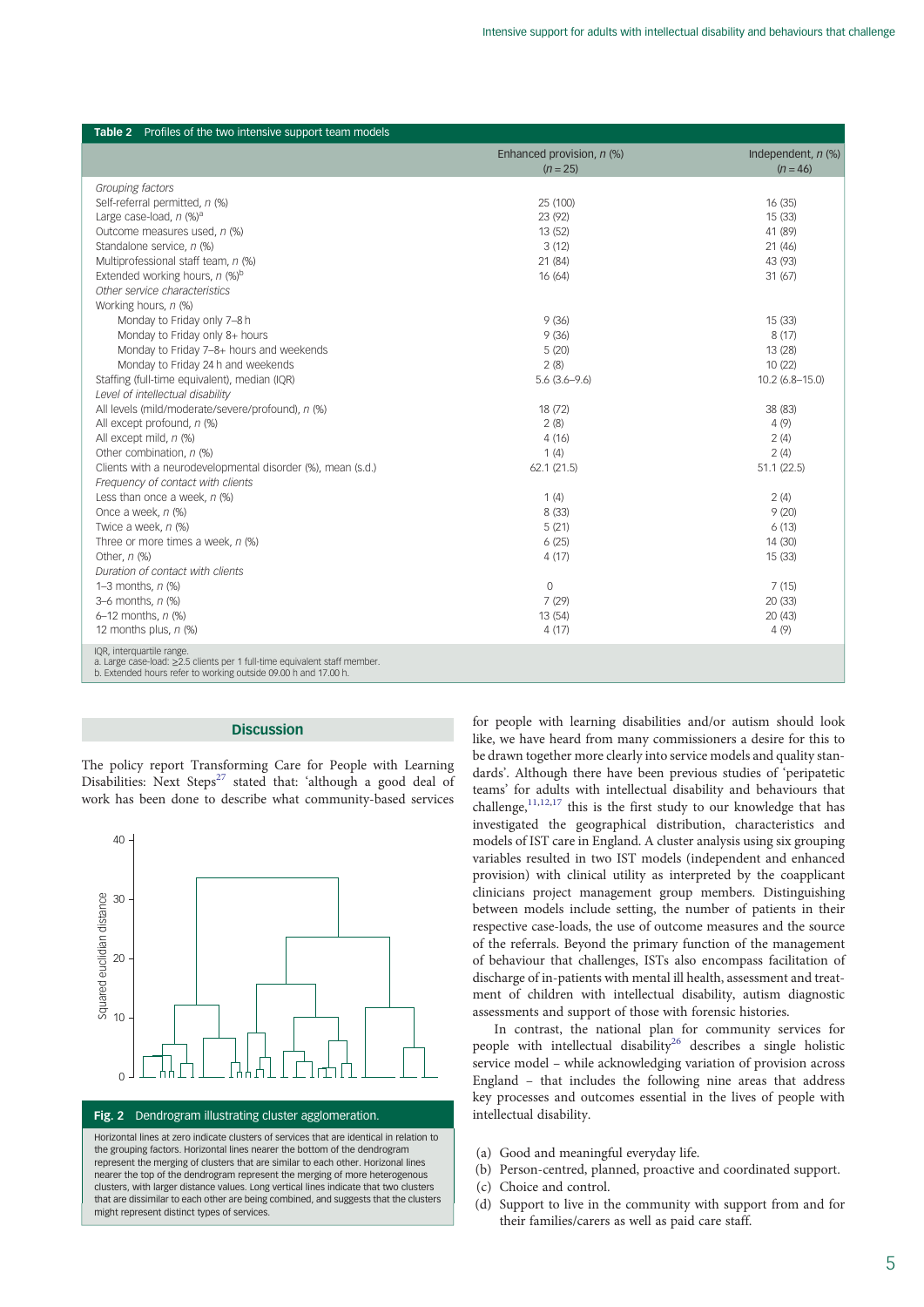**Table 2** Profiles of the two intensive support team models

| | Enhanced provision, *n* (%) (*n* = 25) | Independent, *n* (%) (*n* = 46) |
|---|---|---|
| *Grouping factors* | | |
| Self-referral permitted, *n* (%) | 25 (100) | 16 (35) |
| Large case-load, *n* (%)[a] | 23 (92) | 15 (33) |
| Outcome measures used, *n* (%) | 13 (52) | 41 (89) |
| Standalone service, *n* (%) | 3 (12) | 21 (46) |
| Multiprofessional staff team, *n* (%) | 21 (84) | 43 (93) |
| Extended working hours, *n* (%)[b] | 16 (64) | 31 (67) |
| *Other service characteristics* | | |
| Working hours, *n* (%) | | |
| Monday to Friday only 7–8 h | 9 (36) | 15 (33) |
| Monday to Friday only 8+ hours | 9 (36) | 8 (17) |
| Monday to Friday 7–8+ hours and weekends | 5 (20) | 13 (28) |
| Monday to Friday 24 h and weekends | 2 (8) | 10 (22) |
| Staffing (full-time equivalent), median (IQR) | 5.6 (3.6–9.6) | 10.2 (6.8–15.0) |
| *Level of intellectual disability* | | |
| All levels (mild/moderate/severe/profound), *n* (%) | 18 (72) | 38 (83) |
| All except profound, *n* (%) | 2 (8) | 4 (9) |
| All except mild, *n* (%) | 4 (16) | 2 (4) |
| Other combination, *n* (%) | 1 (4) | 2 (4) |
| Clients with a neurodevelopmental disorder (%), mean (s.d.) | 62.1 (21.5) | 51.1 (22.5) |
| *Frequency of contact with clients* | | |
| Less than once a week, *n* (%) | 1 (4) | 2 (4) |
| Once a week, *n* (%) | 8 (33) | 9 (20) |
| Twice a week, *n* (%) | 5 (21) | 6 (13) |
| Three or more times a week, *n* (%) | 6 (25) | 14 (30) |
| Other, *n* (%) | 4 (17) | 15 (33) |
| *Duration of contact with clients* | | |
| 1–3 months, *n* (%) | 0 | 7 (15) |
| 3–6 months, *n* (%) | 7 (29) | 20 (33) |
| 6–12 months, *n* (%) | 13 (54) | 20 (43) |
| 12 months plus, *n* (%) | 4 (17) | 4 (9) |

IQR, interquartile range.
a. Large case-load: ≥2.5 clients per 1 full-time equivalent staff member.
b. Extended hours refer to working outside 09.00 h and 17.00 h.

## Discussion

The policy report Transforming Care for People with Learning Disabilities: Next Steps[27] stated that: 'although a good deal of work has been done to describe what community-based services for people with learning disabilities and/or autism should look like, we have heard from many commissioners a desire for this to be drawn together more clearly into service models and quality standards'. Although there have been previous studies of 'peripatetic teams' for adults with intellectual disability and behaviours that challenge,[11,12,17] this is the first study to our knowledge that has investigated the geographical distribution, characteristics and models of IST care in England. A cluster analysis using six grouping variables resulted in two IST models (independent and enhanced provision) with clinical utility as interpreted by the coapplicant clinicians project management group members. Distinguishing between models include setting, the number of patients in their respective case-loads, the use of outcome measures and the source of the referrals. Beyond the primary function of the management of behaviour that challenges, ISTs also encompass facilitation of discharge of in-patients with mental ill health, assessment and treatment of children with intellectual disability, autism diagnostic assessments and support of those with forensic histories.

**Fig. 2** Dendrogram illustrating cluster agglomeration.

Horizontal lines at zero indicate clusters of services that are identical in relation to the grouping factors. Horizontal lines nearer the bottom of the dendrogram represent the merging of clusters that are similar to each other. Horizontal lines nearer the top of the dendrogram represent the merging of more heterogenous clusters, with larger distance values. Long vertical lines indicate that two clusters that are dissimilar to each other are being combined, and suggests that the clusters might represent distinct types of services.

In contrast, the national plan for community services for people with intellectual disability[26] describes a single holistic service model – while acknowledging variation of provision across England – that includes the following nine areas that address key processes and outcomes essential in the lives of people with intellectual disability.

(a) Good and meaningful everyday life.
(b) Person-centred, planned, proactive and coordinated support.
(c) Choice and control.
(d) Support to live in the community with support from and for their families/carers as well as paid care staff.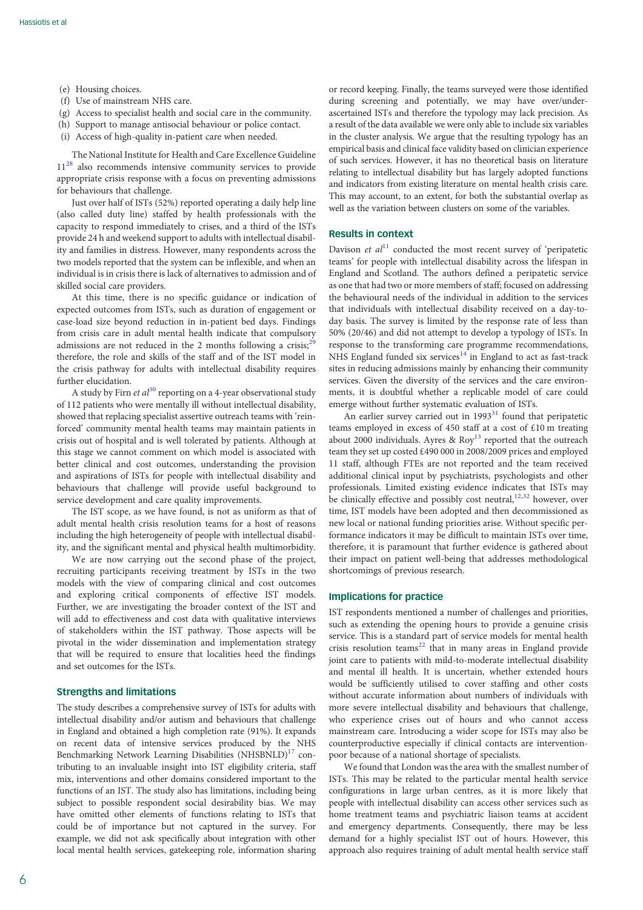(e) Housing choices.
(f) Use of mainstream NHS care.
(g) Access to specialist health and social care in the community.
(h) Support to manage antisocial behaviour or police contact.
(i) Access of high-quality in-patient care when needed.

The National Institute for Health and Care Excellence Guideline 11[28] also recommends intensive community services to provide appropriate crisis response with a focus on preventing admissions for behaviours that challenge.

Just over half of ISTs (52%) reported operating a daily help line (also called duty line) staffed by health professionals with the capacity to respond immediately to crises, and a third of the ISTs provide 24 h and weekend support to adults with intellectual disability and families in distress. However, many respondents across the two models reported that the system can be inflexible, and when an individual is in crisis there is lack of alternatives to admission and of skilled social care providers.

At this time, there is no specific guidance or indication of expected outcomes from ISTs, such as duration of engagement or case-load size beyond reduction in in-patient bed days. Findings from crisis care in adult mental health indicate that compulsory admissions are not reduced in the 2 months following a crisis;[29] therefore, the role and skills of the staff and of the IST model in the crisis pathway for adults with intellectual disability requires further elucidation.

A study by Firn *et al*[30] reporting on a 4-year observational study of 112 patients who were mentally ill without intellectual disability, showed that replacing specialist assertive outreach teams with 'reinforced' community mental health teams may maintain patients in crisis out of hospital and is well tolerated by patients. Although at this stage we cannot comment on which model is associated with better clinical and cost outcomes, understanding the provision and aspirations of ISTs for people with intellectual disability and behaviours that challenge will provide useful background to service development and care quality improvements.

The IST scope, as we have found, is not as uniform as that of adult mental health crisis resolution teams for a host of reasons including the high heterogeneity of people with intellectual disability, and the significant mental and physical health multimorbidity.

We are now carrying out the second phase of the project, recruiting participants receiving treatment by ISTs in the two models with the view of comparing clinical and cost outcomes and exploring critical components of effective IST models. Further, we are investigating the broader context of the IST and will add to effectiveness and cost data with qualitative interviews of stakeholders within the IST pathway. Those aspects will be pivotal in the wider dissemination and implementation strategy that will be required to ensure that localities heed the findings and set outcomes for the ISTs.

## Strengths and limitations

The study describes a comprehensive survey of ISTs for adults with intellectual disability and/or autism and behaviours that challenge in England and obtained a high completion rate (91%). It expands on recent data of intensive services produced by the NHS Benchmarking Network Learning Disabilities (NHSBNLD)[17] contributing to an invaluable insight into IST eligibility criteria, staff mix, interventions and other domains considered important to the functions of an IST. The study also has limitations, including being subject to possible respondent social desirability bias. We may have omitted other elements of functions relating to ISTs that could be of importance but not captured in the survey. For example, we did not ask specifically about integration with other local mental health services, gatekeeping role, information sharing or record keeping. Finally, the teams surveyed were those identified during screening and potentially, we may have over/under-ascertained ISTs and therefore the typology may lack precision. As a result of the data available we were only able to include six variables in the cluster analysis. We argue that the resulting typology has an empirical basis and clinical face validity based on clinician experience of such services. However, it has no theoretical basis on literature relating to intellectual disability but has largely adopted functions and indicators from existing literature on mental health crisis care. This may account, to an extent, for both the substantial overlap as well as the variation between clusters on some of the variables.

## Results in context

Davison *et al*[11] conducted the most recent survey of 'peripatetic teams' for people with intellectual disability across the lifespan in England and Scotland. The authors defined a peripatetic service as one that had two or more members of staff; focused on addressing the behavioural needs of the individual in addition to the services that individuals with intellectual disability received on a day-to-day basis. The survey is limited by the response rate of less than 50% (20/46) and did not attempt to develop a typology of ISTs. In response to the transforming care programme recommendations, NHS England funded six services[14] in England to act as fast-track sites in reducing admissions mainly by enhancing their community services. Given the diversity of the services and the care environments, it is doubtful whether a replicable model of care could emerge without further systematic evaluation of ISTs.

An earlier survey carried out in 1993[31] found that peripatetic teams employed in excess of 450 staff at a cost of £10 m treating about 2000 individuals. Ayres & Roy[13] reported that the outreach team they set up costed £490 000 in 2008/2009 prices and employed 11 staff, although FTEs are not reported and the team received additional clinical input by psychiatrists, psychologists and other professionals. Limited existing evidence indicates that ISTs may be clinically effective and possibly cost neutral,[12,32] however, over time, IST models have been adopted and then decommissioned as new local or national funding priorities arise. Without specific performance indicators it may be difficult to maintain ISTs over time, therefore, it is paramount that further evidence is gathered about their impact on patient well-being that addresses methodological shortcomings of previous research.

## Implications for practice

IST respondents mentioned a number of challenges and priorities, such as extending the opening hours to provide a genuine crisis service. This is a standard part of service models for mental health crisis resolution teams[22] that in many areas in England provide joint care to patients with mild-to-moderate intellectual disability and mental ill health. It is uncertain, whether extended hours would be sufficiently utilised to cover staffing and other costs without accurate information about numbers of individuals with more severe intellectual disability and behaviours that challenge, who experience crises out of hours and who cannot access mainstream care. Introducing a wider scope for ISTs may also be counterproductive especially if clinical contacts are intervention-poor because of a national shortage of specialists.

We found that London was the area with the smallest number of ISTs. This may be related to the particular mental health service configurations in large urban centres, as it is more likely that people with intellectual disability can access other services such as home treatment teams and psychiatric liaison teams at accident and emergency departments. Consequently, there may be less demand for a highly specialist IST out of hours. However, this approach also requires training of adult mental health service staff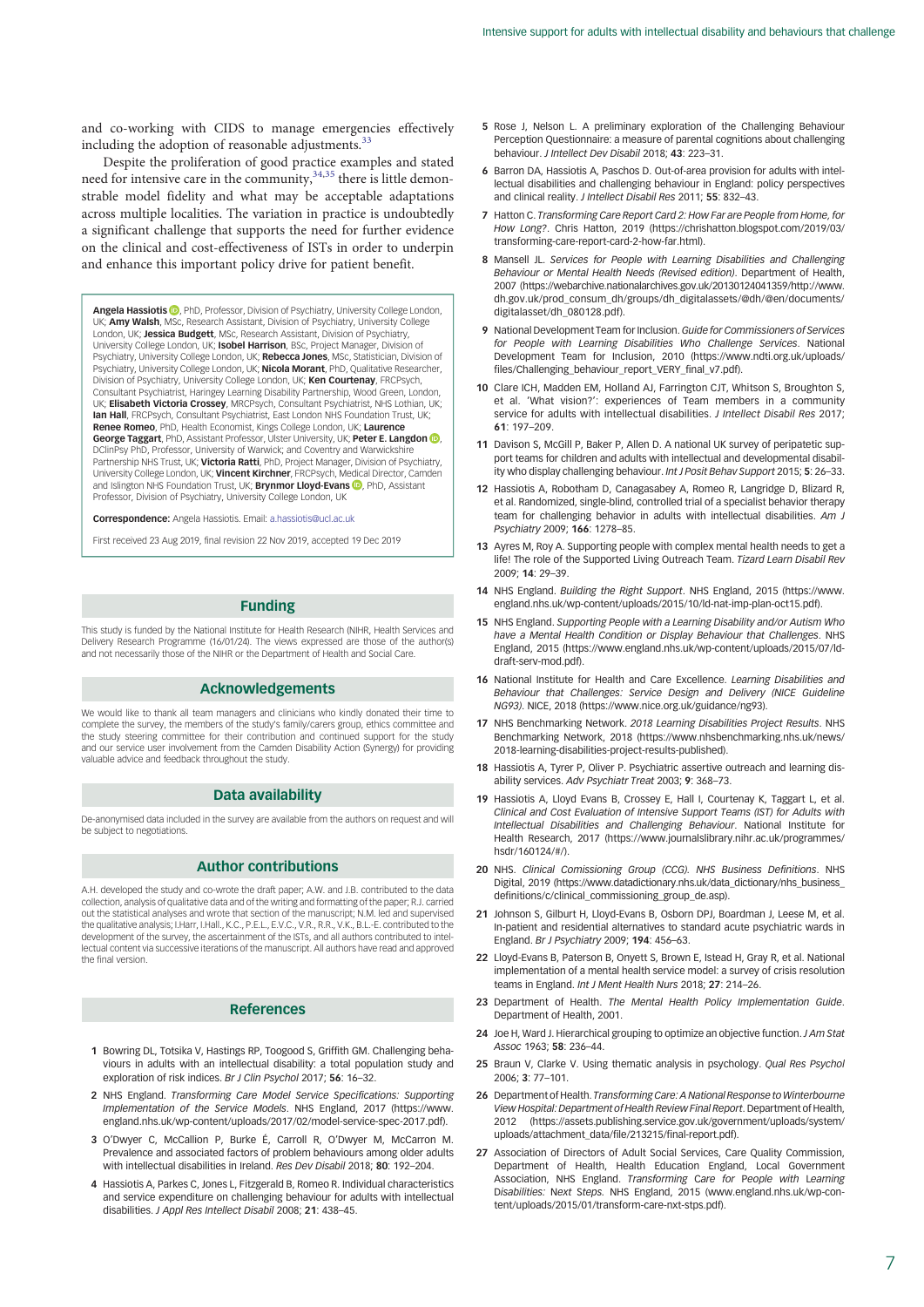and co-working with CIDS to manage emergencies effectively including the adoption of reasonable adjustments.[33]

Despite the proliferation of good practice examples and stated need for intensive care in the community,[34,35] there is little demonstrable model fidelity and what may be acceptable adaptations across multiple localities. The variation in practice is undoubtedly a significant challenge that supports the need for further evidence on the clinical and cost-effectiveness of ISTs in order to underpin and enhance this important policy drive for patient benefit.

**Angela Hassiotis**, PhD, Professor, Division of Psychiatry, University College London, UK; **Amy Walsh**, MSc, Research Assistant, Division of Psychiatry, University College London, UK; **Jessica Budgett**, MSc, Research Assistant, Division of Psychiatry, University College London, UK; **Isobel Harrison**, BSc, Project Manager, Division of Psychiatry, University College London, UK; **Rebecca Jones**, MSc, Statistician, Division of Psychiatry, University College London, UK; **Nicola Morant**, PhD, Qualitative Researcher, Division of Psychiatry, University College London, UK; **Ken Courtenay**, FRCPsych, Consultant Psychiatrist, Haringey Learning Disability Partnership, Wood Green, London, UK; **Elisabeth Victoria Crossey**, MRCPsych, Consultant Psychiatrist, NHS Lothian, UK; **Ian Hall**, FRCPsych, Consultant Psychiatrist, East London NHS Foundation Trust, UK; **Renee Romeo**, PhD, Health Economist, Kings College London, UK; **Laurence George Taggart**, PhD, Assistant Professor, Ulster University, UK; **Peter E. Langdon**, DClinPsy PhD, Professor, University of Warwick; and Coventry and Warwickshire Partnership NHS Trust, UK; **Victoria Ratti**, PhD, Project Manager, Division of Psychiatry, University College London, UK; **Vincent Kirchner**, FRCPsych, Medical Director, Camden and Islington NHS Foundation Trust, UK; **Brynmor Lloyd-Evans**, PhD, Assistant Professor, Division of Psychiatry, University College London, UK

**Correspondence:** Angela Hassiotis. Email: a.hassiotis@ucl.ac.uk

First received 23 Aug 2019, final revision 22 Nov 2019, accepted 19 Dec 2019

## Funding

This study is funded by the National Institute for Health Research (NIHR, Health Services and Delivery Research Programme (16/01/24). The views expressed are those of the author(s) and not necessarily those of the NIHR or the Department of Health and Social Care.

## Acknowledgements

We would like to thank all team managers and clinicians who kindly donated their time to complete the survey, the members of the study's family/carers group, ethics committee and the study steering committee for their contribution and continued support for the study and our service user involvement from the Camden Disability Action (Synergy) for providing valuable advice and feedback throughout the study.

## Data availability

De-anonymised data included in the survey are available from the authors on request and will be subject to negotiations.

## Author contributions

A.H. developed the study and co-wrote the draft paper; A.W. and J.B. contributed to the data collection, analysis of qualitative data and of the writing and formatting of the paper; R.J. carried out the statistical analyses and wrote that section of the manuscript; N.M. led and supervised the qualitative analysis; I.Harr, I.Hall., K.C., P.E.L., E.V.C., V.R., R.R., V.K., B.L.-E. contributed to the development of the survey, the ascertainment of the ISTs, and all authors contributed to intellectual content via successive iterations of the manuscript. All authors have read and approved the final version.

## References

1 Bowring DL, Totsika V, Hastings RP, Toogood S, Griffith GM. Challenging behaviours in adults with an intellectual disability: a total population study and exploration of risk indices. *Br J Clin Psychol* 2017; **56**: 16–32.

2 NHS England. *Transforming Care Model Service Specifications: Supporting Implementation of the Service Models*. NHS England, 2017 (https://www.england.nhs.uk/wp-content/uploads/2017/02/model-service-spec-2017.pdf).

3 O'Dwyer C, McCallion P, Burke É, Carroll R, O'Dwyer M, McCarron M. Prevalence and associated factors of problem behaviours among older adults with intellectual disabilities in Ireland. *Res Dev Disabil* 2018; **80**: 192–204.

4 Hassiotis A, Parkes C, Jones L, Fitzgerald B, Romeo R. Individual characteristics and service expenditure on challenging behaviour for adults with intellectual disabilities. *J Appl Res Intellect Disabil* 2008; **21**: 438–45.

5 Rose J, Nelson L. A preliminary exploration of the Challenging Behaviour Perception Questionnaire: a measure of parental cognitions about challenging behaviour. *J Intellect Dev Disabil* 2018; **43**: 223–31.

6 Barron DA, Hassiotis A, Paschos D. Out-of-area provision for adults with intellectual disabilities and challenging behaviour in England: policy perspectives and clinical reality. *J Intellect Disabil Res* 2011; **55**: 832–43.

7 Hatton C. *Transforming Care Report Card 2: How Far are People from Home, for How Long?*. Chris Hatton, 2019 (https://chrishatton.blogspot.com/2019/03/transforming-care-report-card-2-how-far.html).

8 Mansell JL. *Services for People with Learning Disabilities and Challenging Behaviour or Mental Health Needs (Revised edition)*. Department of Health, 2007 (https://webarchive.nationalarchives.gov.uk/20130124041359/http://www.dh.gov.uk/prod_consum_dh/groups/dh_digitalassets/@dh/@en/documents/digitalasset/dh_080128.pdf).

9 National Development Team for Inclusion. *Guide for Commissioners of Services for People with Learning Disabilities Who Challenge Services*. National Development Team for Inclusion, 2010 (https://www.ndti.org.uk/uploads/files/Challenging_behaviour_report_VERY_final_v7.pdf).

10 Clare ICH, Madden EM, Holland AJ, Farrington CJT, Whitson S, Broughton S, et al. 'What vision?': experiences of Team members in a community service for adults with intellectual disabilities. *J Intellect Disabil Res* 2017; **61**: 197–209.

11 Davison S, McGill P, Baker P, Allen D. A national UK survey of peripatetic support teams for children and adults with intellectual and developmental disability who display challenging behaviour. *Int J Posit Behav Support* 2015; **5**: 26–33.

12 Hassiotis A, Robotham D, Canagasabey A, Romeo R, Langridge D, Blizard R, et al. Randomized, single-blind, controlled trial of a specialist behavior therapy team for challenging behavior in adults with intellectual disabilities. *Am J Psychiatry* 2009; **166**: 1278–85.

13 Ayres M, Roy A. Supporting people with complex mental health needs to get a life! The role of the Supported Living Outreach Team. *Tizard Learn Disabil Rev* 2009; **14**: 29–39.

14 NHS England. *Building the Right Support*. NHS England, 2015 (https://www.england.nhs.uk/wp-content/uploads/2015/10/ld-nat-imp-plan-oct15.pdf).

15 NHS England. *Supporting People with a Learning Disability and/or Autism Who have a Mental Health Condition or Display Behaviour that Challenges*. NHS England, 2015 (https://www.england.nhs.uk/wp-content/uploads/2015/07/ld-draft-serv-mod.pdf).

16 National Institute for Health and Care Excellence. *Learning Disabilities and Behaviour that Challenges: Service Design and Delivery (NICE Guideline NG93)*. NICE, 2018 (https://www.nice.org.uk/guidance/ng93).

17 NHS Benchmarking Network. *2018 Learning Disabilities Project Results*. NHS Benchmarking Network, 2018 (https://www.nhsbenchmarking.nhs.uk/news/2018-learning-disabilities-project-results-published).

18 Hassiotis A, Tyrer P, Oliver P. Psychiatric assertive outreach and learning disability services. *Adv Psychiatr Treat* 2003; **9**: 368–73.

19 Hassiotis A, Lloyd Evans B, Crossey E, Hall I, Courtenay K, Taggart L, et al. *Clinical and Cost Evaluation of Intensive Support Teams (IST) for Adults with Intellectual Disabilities and Challenging Behaviour*. National Institute for Health Research, 2017 (https://www.journalslibrary.nihr.ac.uk/programmes/hsdr/160124/#/).

20 NHS. *Clinical Comissioning Group (CCG). NHS Business Definitions*. NHS Digital, 2019 (https://www.datadictionary.nhs.uk/data_dictionary/nhs_business_definitions/c/clinical_commissioning_group_de.asp).

21 Johnson S, Gilburt H, Lloyd-Evans B, Osborn DPJ, Boardman J, Leese M, et al. In-patient and residential alternatives to standard acute psychiatric wards in England. *Br J Psychiatry* 2009; **194**: 456–63.

22 Lloyd-Evans B, Paterson B, Onyett S, Brown E, Istead H, Gray R, et al. National implementation of a mental health service model: a survey of crisis resolution teams in England. *Int J Ment Health Nurs* 2018; **27**: 214–26.

23 Department of Health. *The Mental Health Policy Implementation Guide*. Department of Health, 2001.

24 Joe H, Ward J. Hierarchical grouping to optimize an objective function. *J Am Stat Assoc* 1963; **58**: 236–44.

25 Braun V, Clarke V. Using thematic analysis in psychology. *Qual Res Psychol* 2006; **3**: 77–101.

26 Department of Health. *Transforming Care: A National Response to Winterbourne View Hospital: Department of Health Review Final Report*. Department of Health, 2012 (https://assets.publishing.service.gov.uk/government/uploads/system/uploads/attachment_data/file/213215/final-report.pdf).

27 Association of Directors of Adult Social Services, Care Quality Commission, Department of Health, Health Education England, Local Government Association, NHS England. *Transforming Care for People with Learning Disabilities: Next Steps*. NHS England, 2015 (www.england.nhs.uk/wp-content/uploads/2015/01/transform-care-nxt-stps.pdf).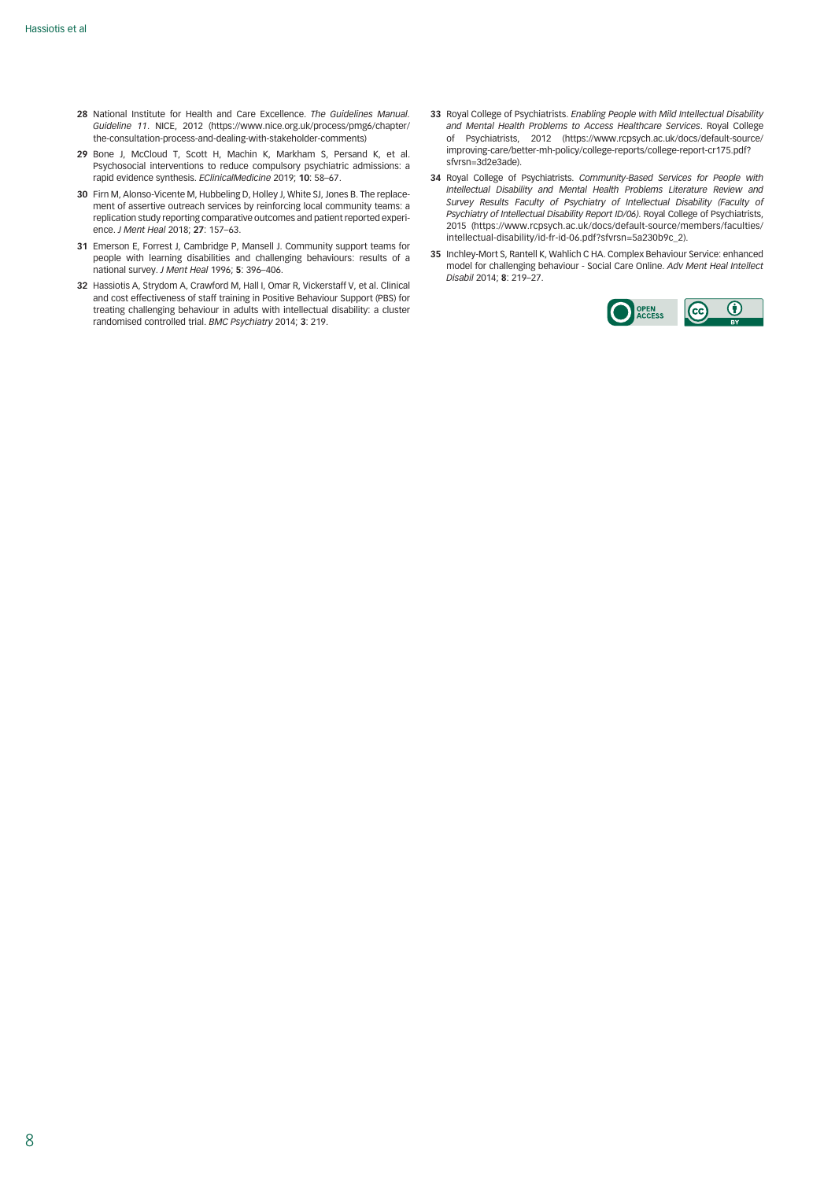28 National Institute for Health and Care Excellence. *The Guidelines Manual. Guideline 11*. NICE, 2012 (https://www.nice.org.uk/process/pmg6/chapter/the-consultation-process-and-dealing-with-stakeholder-comments)

29 Bone J, McCloud T, Scott H, Machin K, Markham S, Persand K, et al. Psychosocial interventions to reduce compulsory psychiatric admissions: a rapid evidence synthesis. *EClinicalMedicine* 2019; **10**: 58–67.

30 Firn M, Alonso-Vicente M, Hubbeling D, Holley J, White SJ, Jones B. The replacement of assertive outreach services by reinforcing local community teams: a replication study reporting comparative outcomes and patient reported experience. *J Ment Heal* 2018; **27**: 157–63.

31 Emerson E, Forrest J, Cambridge P, Mansell J. Community support teams for people with learning disabilities and challenging behaviours: results of a national survey. *J Ment Heal* 1996; **5**: 396–406.

32 Hassiotis A, Strydom A, Crawford M, Hall I, Omar R, Vickerstaff V, et al. Clinical and cost effectiveness of staff training in Positive Behaviour Support (PBS) for treating challenging behaviour in adults with intellectual disability: a cluster randomised controlled trial. *BMC Psychiatry* 2014; **3**: 219.

33 Royal College of Psychiatrists. *Enabling People with Mild Intellectual Disability and Mental Health Problems to Access Healthcare Services*. Royal College of Psychiatrists, 2012 (https://www.rcpsych.ac.uk/docs/default-source/improving-care/better-mh-policy/college-reports/college-report-cr175.pdf?sfvrsn=3d2e3ade).

34 Royal College of Psychiatrists. *Community-Based Services for People with Intellectual Disability and Mental Health Problems Literature Review and Survey Results Faculty of Psychiatry of Intellectual Disability (Faculty of Psychiatry of Intellectual Disability Report ID/06)*. Royal College of Psychiatrists, 2015 (https://www.rcpsych.ac.uk/docs/default-source/members/faculties/intellectual-disability/id-fr-id-06.pdf?sfvrsn=5a230b9c_2).

35 Inchley-Mort S, Rantell K, Wahlich C HA. Complex Behaviour Service: enhanced model for challenging behaviour - Social Care Online. *Adv Ment Heal Intellect Disabil* 2014; **8**: 219–27.